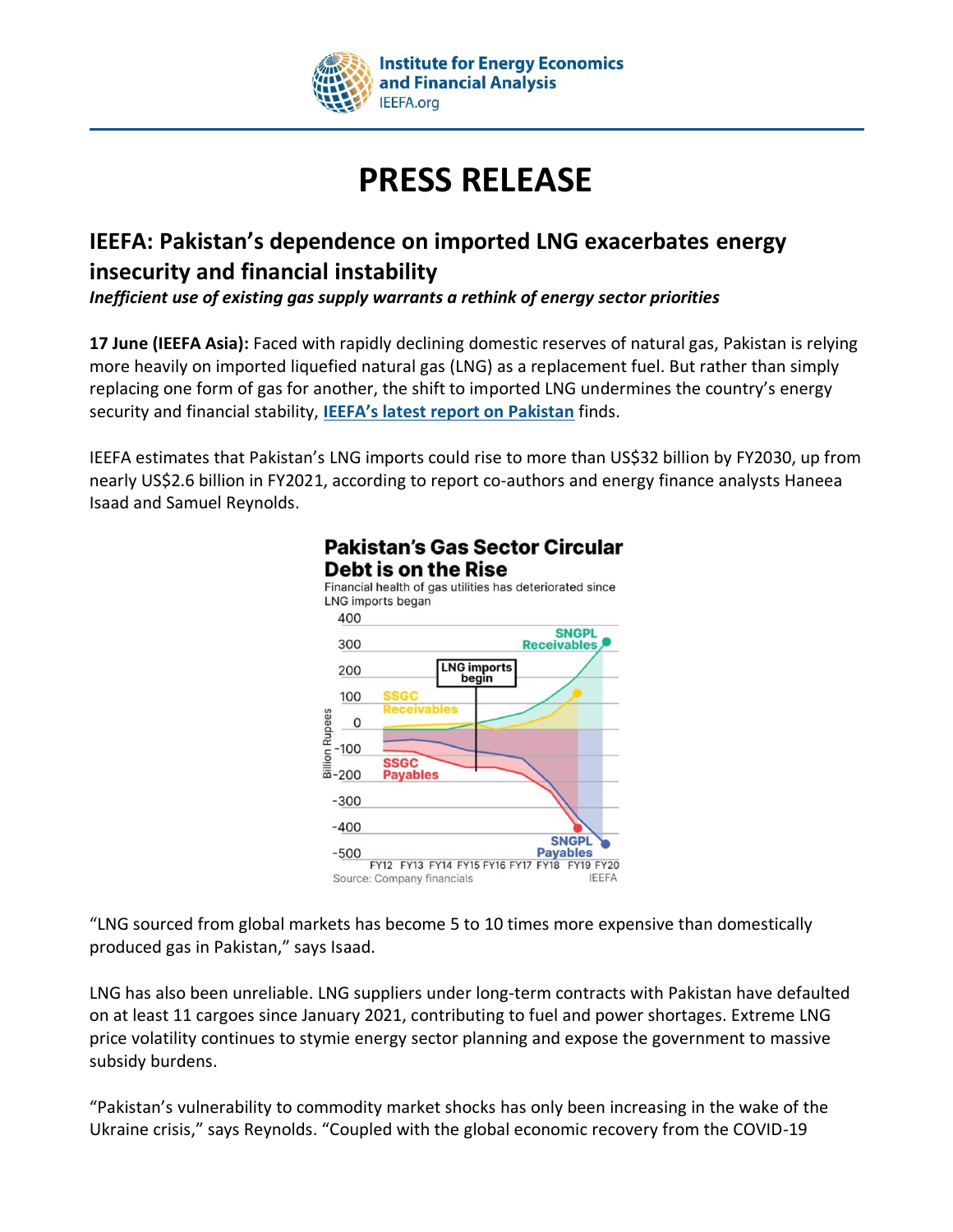# PRESS RELEASE

## IEEFA: Pakistan's dependence on imported LNG exacerbates energy insecurity and financial instability

***Inefficient use of existing gas supply warrants a rethink of energy sector priorities***

**17 June (IEEFA Asia):** Faced with rapidly declining domestic reserves of natural gas, Pakistan is relying more heavily on imported liquefied natural gas (LNG) as a replacement fuel. But rather than simply replacing one form of gas for another, the shift to imported LNG undermines the country's energy security and financial stability, **IEEFA's latest report on Pakistan** finds.

IEEFA estimates that Pakistan's LNG imports could rise to more than US$32 billion by FY2030, up from nearly US$2.6 billion in FY2021, according to report co-authors and energy finance analysts Haneea Isaad and Samuel Reynolds.

**Pakistan's Gas Sector Circular Debt is on the Rise**

Financial health of gas utilities has deteriorated since LNG imports began

Source: Company financials — IEEFA

"LNG sourced from global markets has become 5 to 10 times more expensive than domestically produced gas in Pakistan," says Isaad.

LNG has also been unreliable. LNG suppliers under long-term contracts with Pakistan have defaulted on at least 11 cargoes since January 2021, contributing to fuel and power shortages. Extreme LNG price volatility continues to stymie energy sector planning and expose the government to massive subsidy burdens.

"Pakistan's vulnerability to commodity market shocks has only been increasing in the wake of the Ukraine crisis," says Reynolds. "Coupled with the global economic recovery from the COVID-19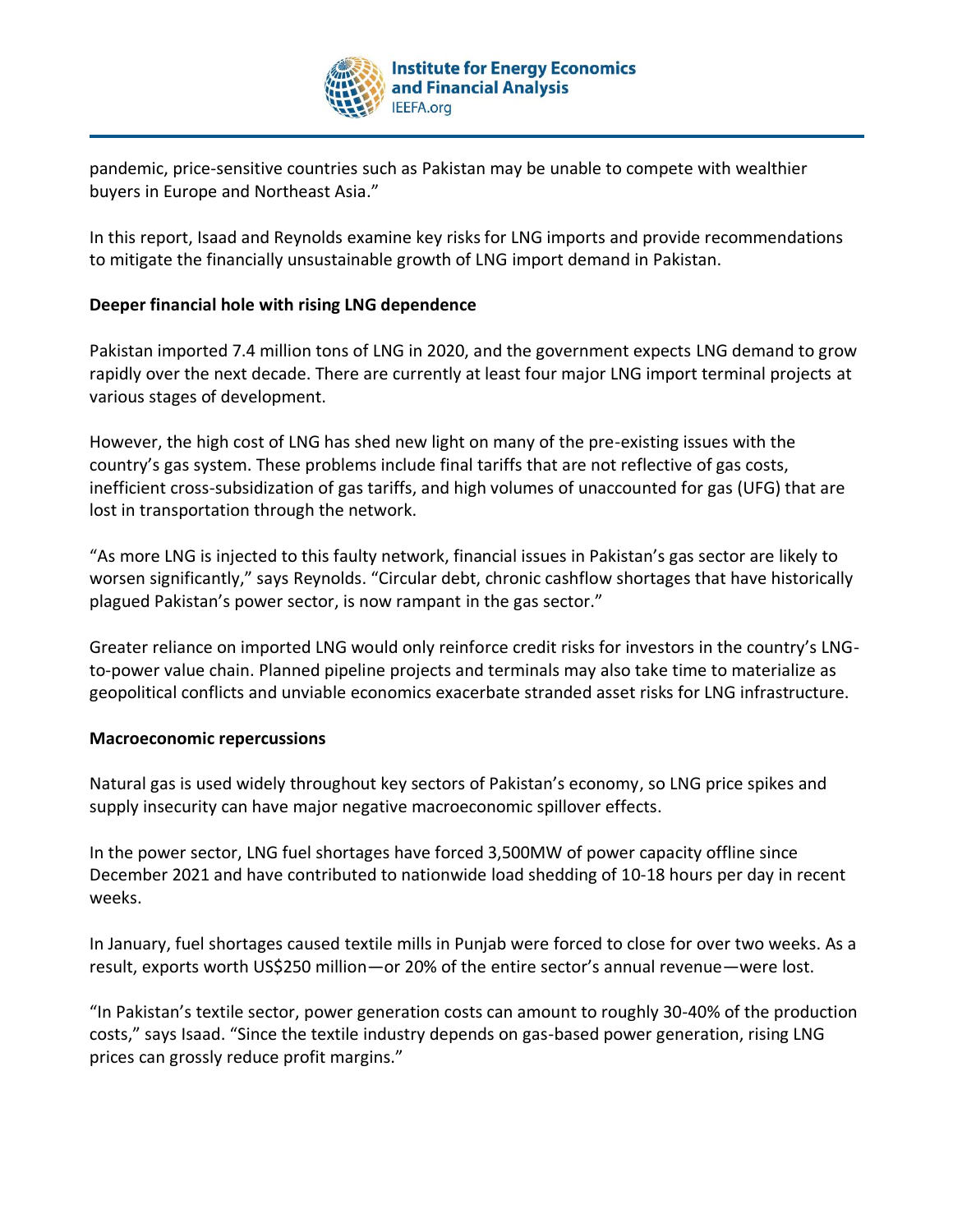pandemic, price-sensitive countries such as Pakistan may be unable to compete with wealthier buyers in Europe and Northeast Asia."

In this report, Isaad and Reynolds examine key risks for LNG imports and provide recommendations to mitigate the financially unsustainable growth of LNG import demand in Pakistan.

**Deeper financial hole with rising LNG dependence**

Pakistan imported 7.4 million tons of LNG in 2020, and the government expects LNG demand to grow rapidly over the next decade. There are currently at least four major LNG import terminal projects at various stages of development.

However, the high cost of LNG has shed new light on many of the pre-existing issues with the country's gas system. These problems include final tariffs that are not reflective of gas costs, inefficient cross-subsidization of gas tariffs, and high volumes of unaccounted for gas (UFG) that are lost in transportation through the network.

"As more LNG is injected to this faulty network, financial issues in Pakistan's gas sector are likely to worsen significantly," says Reynolds. "Circular debt, chronic cashflow shortages that have historically plagued Pakistan's power sector, is now rampant in the gas sector."

Greater reliance on imported LNG would only reinforce credit risks for investors in the country's LNG-to-power value chain. Planned pipeline projects and terminals may also take time to materialize as geopolitical conflicts and unviable economics exacerbate stranded asset risks for LNG infrastructure.

**Macroeconomic repercussions**

Natural gas is used widely throughout key sectors of Pakistan's economy, so LNG price spikes and supply insecurity can have major negative macroeconomic spillover effects.

In the power sector, LNG fuel shortages have forced 3,500MW of power capacity offline since December 2021 and have contributed to nationwide load shedding of 10-18 hours per day in recent weeks.

In January, fuel shortages caused textile mills in Punjab were forced to close for over two weeks. As a result, exports worth US$250 million—or 20% of the entire sector's annual revenue—were lost.

"In Pakistan's textile sector, power generation costs can amount to roughly 30-40% of the production costs," says Isaad. "Since the textile industry depends on gas-based power generation, rising LNG prices can grossly reduce profit margins."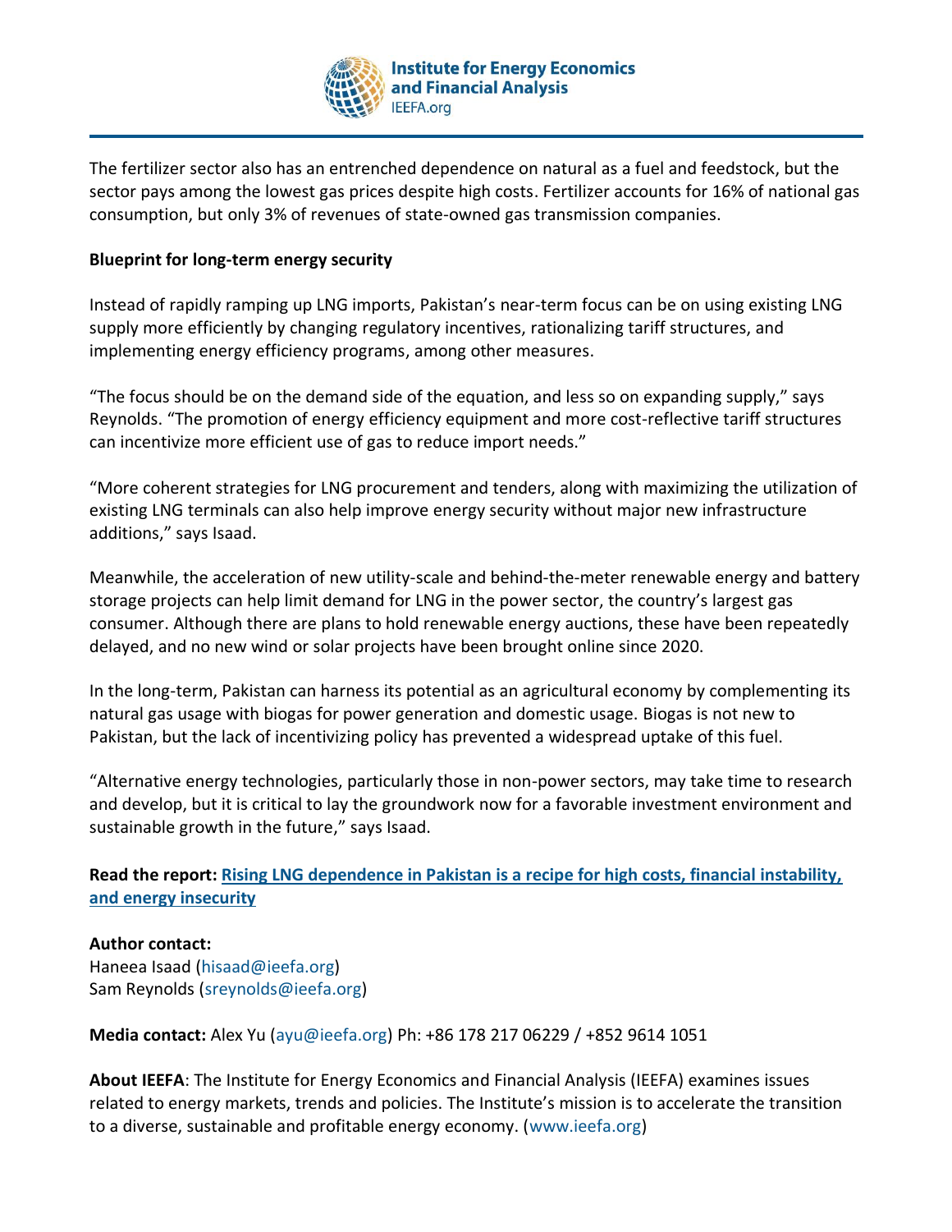The fertilizer sector also has an entrenched dependence on natural as a fuel and feedstock, but the sector pays among the lowest gas prices despite high costs. Fertilizer accounts for 16% of national gas consumption, but only 3% of revenues of state-owned gas transmission companies.

**Blueprint for long-term energy security**

Instead of rapidly ramping up LNG imports, Pakistan's near-term focus can be on using existing LNG supply more efficiently by changing regulatory incentives, rationalizing tariff structures, and implementing energy efficiency programs, among other measures.

"The focus should be on the demand side of the equation, and less so on expanding supply," says Reynolds. "The promotion of energy efficiency equipment and more cost-reflective tariff structures can incentivize more efficient use of gas to reduce import needs."

"More coherent strategies for LNG procurement and tenders, along with maximizing the utilization of existing LNG terminals can also help improve energy security without major new infrastructure additions," says Isaad.

Meanwhile, the acceleration of new utility-scale and behind-the-meter renewable energy and battery storage projects can help limit demand for LNG in the power sector, the country's largest gas consumer. Although there are plans to hold renewable energy auctions, these have been repeatedly delayed, and no new wind or solar projects have been brought online since 2020.

In the long-term, Pakistan can harness its potential as an agricultural economy by complementing its natural gas usage with biogas for power generation and domestic usage. Biogas is not new to Pakistan, but the lack of incentivizing policy has prevented a widespread uptake of this fuel.

"Alternative energy technologies, particularly those in non-power sectors, may take time to research and develop, but it is critical to lay the groundwork now for a favorable investment environment and sustainable growth in the future," says Isaad.

**Read the report: Rising LNG dependence in Pakistan is a recipe for high costs, financial instability, and energy insecurity**

**Author contact:**
Haneea Isaad (hisaad@ieefa.org)
Sam Reynolds (sreynolds@ieefa.org)

**Media contact:** Alex Yu (ayu@ieefa.org) Ph: +86 178 217 06229 / +852 9614 1051

**About IEEFA**: The Institute for Energy Economics and Financial Analysis (IEEFA) examines issues related to energy markets, trends and policies. The Institute's mission is to accelerate the transition to a diverse, sustainable and profitable energy economy. (www.ieefa.org)